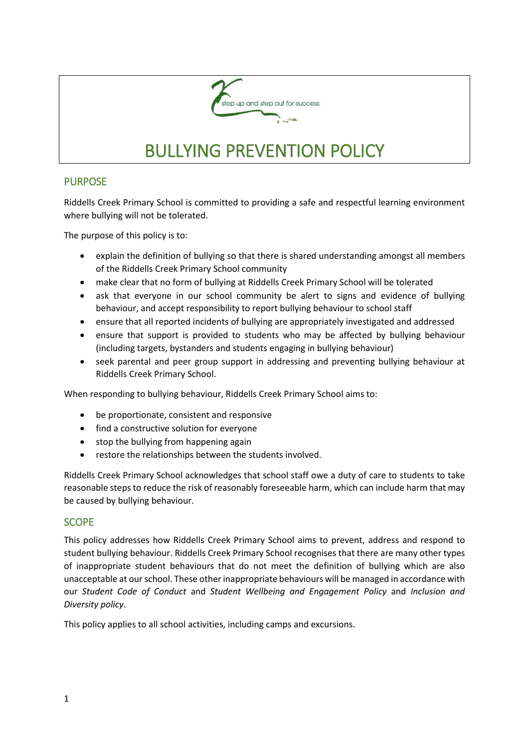step up and step out for success

# BULLYING PREVENTION POLICY

## PURPOSE

Riddells Creek Primary School is committed to providing a safe and respectful learning environment where bullying will not be tolerated.

The purpose of this policy is to:

- explain the definition of bullying so that there is shared understanding amongst all members of the Riddells Creek Primary School community
- make clear that no form of bullying at Riddells Creek Primary School will be tolerated
- ask that everyone in our school community be alert to signs and evidence of bullying behaviour, and accept responsibility to report bullying behaviour to school staff
- ensure that all reported incidents of bullying are appropriately investigated and addressed
- ensure that support is provided to students who may be affected by bullying behaviour (including targets, bystanders and students engaging in bullying behaviour)
- seek parental and peer group support in addressing and preventing bullying behaviour at Riddells Creek Primary School.

When responding to bullying behaviour, Riddells Creek Primary School aims to:

- be proportionate, consistent and responsive
- find a constructive solution for everyone
- stop the bullying from happening again
- restore the relationships between the students involved.

Riddells Creek Primary School acknowledges that school staff owe a duty of care to students to take reasonable steps to reduce the risk of reasonably foreseeable harm, which can include harm that may be caused by bullying behaviour.

## SCOPE

This policy addresses how Riddells Creek Primary School aims to prevent, address and respond to student bullying behaviour. Riddells Creek Primary School recognises that there are many other types of inappropriate student behaviours that do not meet the definition of bullying which are also unacceptable at our school. These other inappropriate behaviours will be managed in accordance with our *Student Code of Conduct* and *Student Wellbeing and Engagement Policy* and *Inclusion and Diversity policy*.

This policy applies to all school activities, including camps and excursions.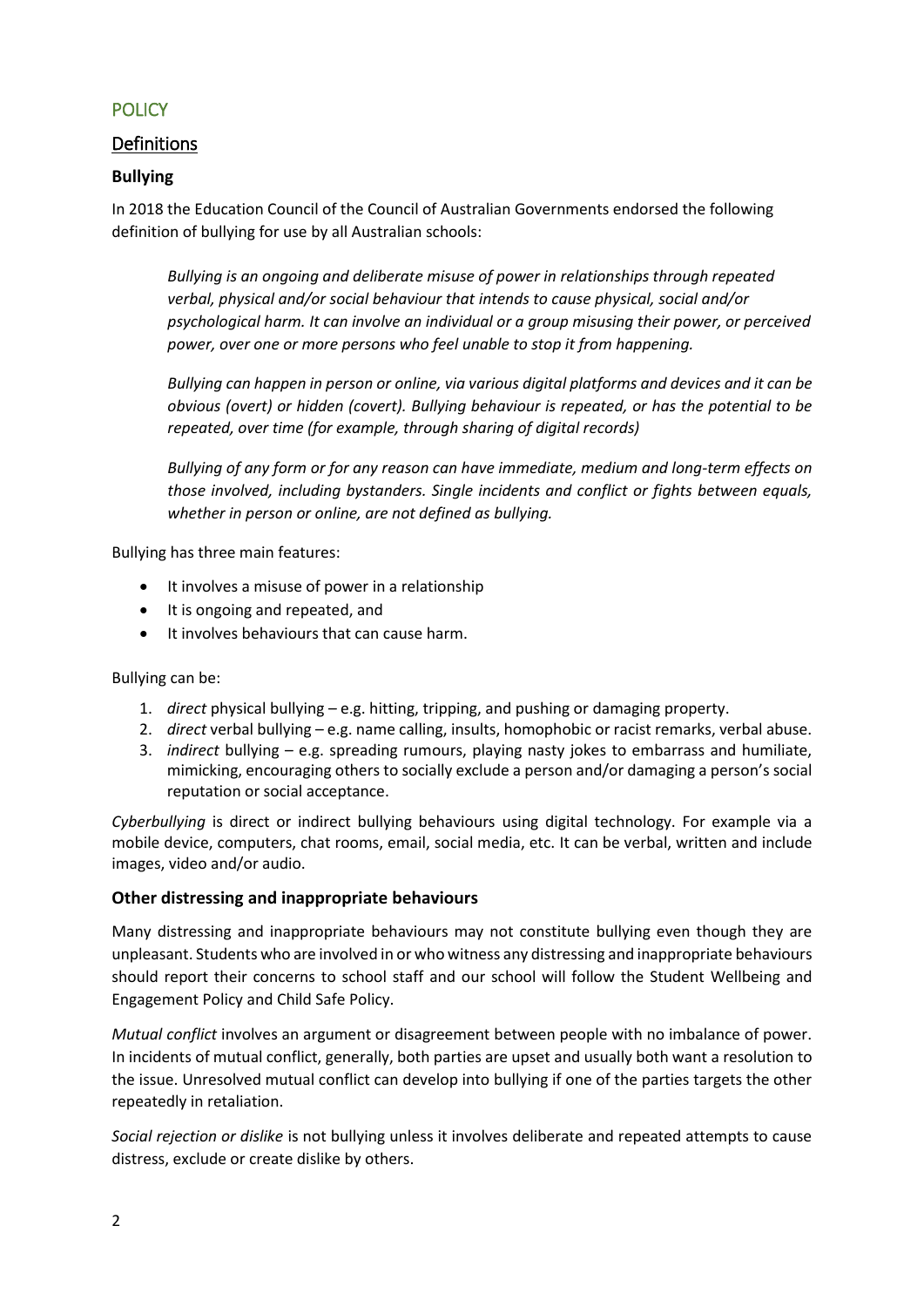# POLICY

## Definitions

### Bullying

In 2018 the Education Council of the Council of Australian Governments endorsed the following definition of bullying for use by all Australian schools:

> *Bullying is an ongoing and deliberate misuse of power in relationships through repeated verbal, physical and/or social behaviour that intends to cause physical, social and/or psychological harm. It can involve an individual or a group misusing their power, or perceived power, over one or more persons who feel unable to stop it from happening.*
>
> *Bullying can happen in person or online, via various digital platforms and devices and it can be obvious (overt) or hidden (covert). Bullying behaviour is repeated, or has the potential to be repeated, over time (for example, through sharing of digital records)*
>
> *Bullying of any form or for any reason can have immediate, medium and long-term effects on those involved, including bystanders. Single incidents and conflict or fights between equals, whether in person or online, are not defined as bullying.*

Bullying has three main features:

- It involves a misuse of power in a relationship
- It is ongoing and repeated, and
- It involves behaviours that can cause harm.

Bullying can be:

1. *direct* physical bullying – e.g. hitting, tripping, and pushing or damaging property.
2. *direct* verbal bullying – e.g. name calling, insults, homophobic or racist remarks, verbal abuse.
3. *indirect* bullying – e.g. spreading rumours, playing nasty jokes to embarrass and humiliate, mimicking, encouraging others to socially exclude a person and/or damaging a person's social reputation or social acceptance.

*Cyberbullying* is direct or indirect bullying behaviours using digital technology. For example via a mobile device, computers, chat rooms, email, social media, etc. It can be verbal, written and include images, video and/or audio.

### Other distressing and inappropriate behaviours

Many distressing and inappropriate behaviours may not constitute bullying even though they are unpleasant. Students who are involved in or who witness any distressing and inappropriate behaviours should report their concerns to school staff and our school will follow the Student Wellbeing and Engagement Policy and Child Safe Policy.

*Mutual conflict* involves an argument or disagreement between people with no imbalance of power. In incidents of mutual conflict, generally, both parties are upset and usually both want a resolution to the issue. Unresolved mutual conflict can develop into bullying if one of the parties targets the other repeatedly in retaliation.

*Social rejection or dislike* is not bullying unless it involves deliberate and repeated attempts to cause distress, exclude or create dislike by others.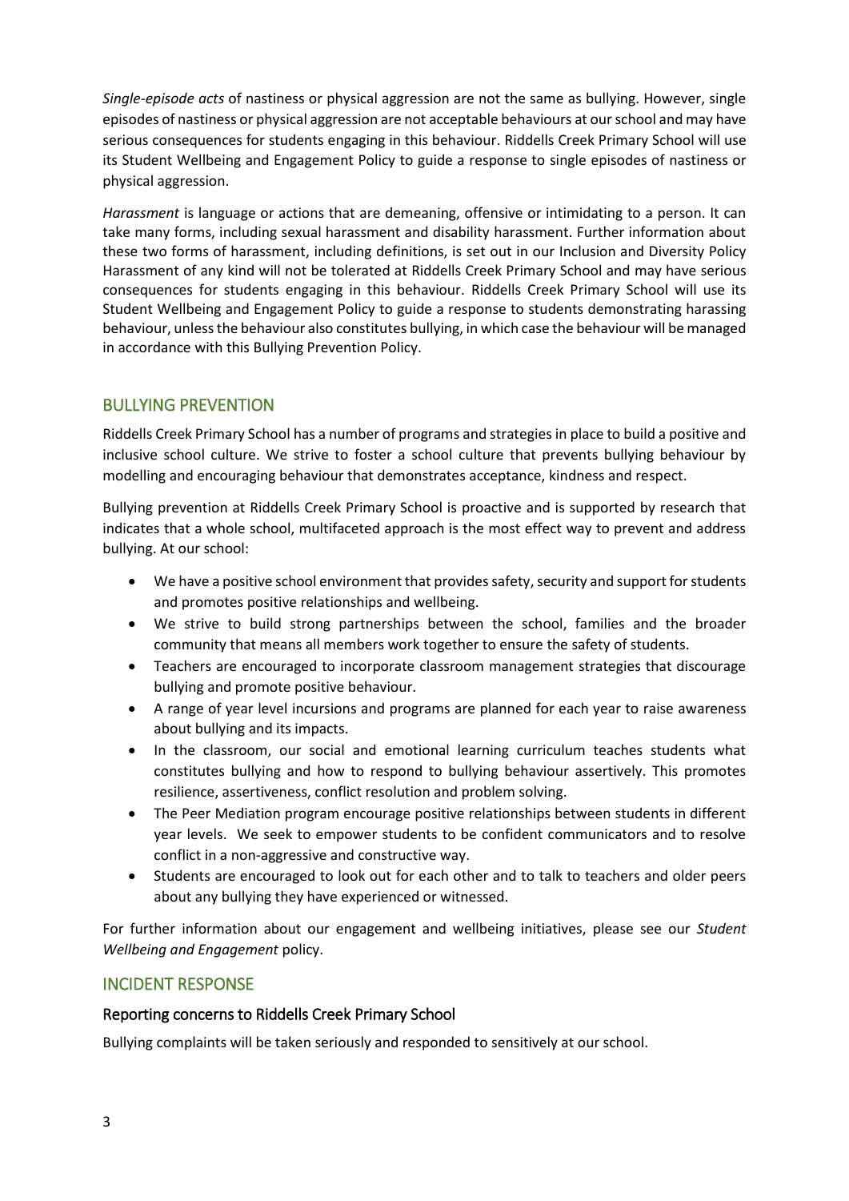*Single-episode acts* of nastiness or physical aggression are not the same as bullying. However, single episodes of nastiness or physical aggression are not acceptable behaviours at our school and may have serious consequences for students engaging in this behaviour. Riddells Creek Primary School will use its Student Wellbeing and Engagement Policy to guide a response to single episodes of nastiness or physical aggression.

*Harassment* is language or actions that are demeaning, offensive or intimidating to a person. It can take many forms, including sexual harassment and disability harassment. Further information about these two forms of harassment, including definitions, is set out in our Inclusion and Diversity Policy Harassment of any kind will not be tolerated at Riddells Creek Primary School and may have serious consequences for students engaging in this behaviour. Riddells Creek Primary School will use its Student Wellbeing and Engagement Policy to guide a response to students demonstrating harassing behaviour, unless the behaviour also constitutes bullying, in which case the behaviour will be managed in accordance with this Bullying Prevention Policy.

## BULLYING PREVENTION

Riddells Creek Primary School has a number of programs and strategies in place to build a positive and inclusive school culture. We strive to foster a school culture that prevents bullying behaviour by modelling and encouraging behaviour that demonstrates acceptance, kindness and respect.

Bullying prevention at Riddells Creek Primary School is proactive and is supported by research that indicates that a whole school, multifaceted approach is the most effect way to prevent and address bullying. At our school:

- We have a positive school environment that provides safety, security and support for students and promotes positive relationships and wellbeing.
- We strive to build strong partnerships between the school, families and the broader community that means all members work together to ensure the safety of students.
- Teachers are encouraged to incorporate classroom management strategies that discourage bullying and promote positive behaviour.
- A range of year level incursions and programs are planned for each year to raise awareness about bullying and its impacts.
- In the classroom, our social and emotional learning curriculum teaches students what constitutes bullying and how to respond to bullying behaviour assertively. This promotes resilience, assertiveness, conflict resolution and problem solving.
- The Peer Mediation program encourage positive relationships between students in different year levels. We seek to empower students to be confident communicators and to resolve conflict in a non-aggressive and constructive way.
- Students are encouraged to look out for each other and to talk to teachers and older peers about any bullying they have experienced or witnessed.

For further information about our engagement and wellbeing initiatives, please see our *Student Wellbeing and Engagement* policy.

## INCIDENT RESPONSE

### Reporting concerns to Riddells Creek Primary School

Bullying complaints will be taken seriously and responded to sensitively at our school.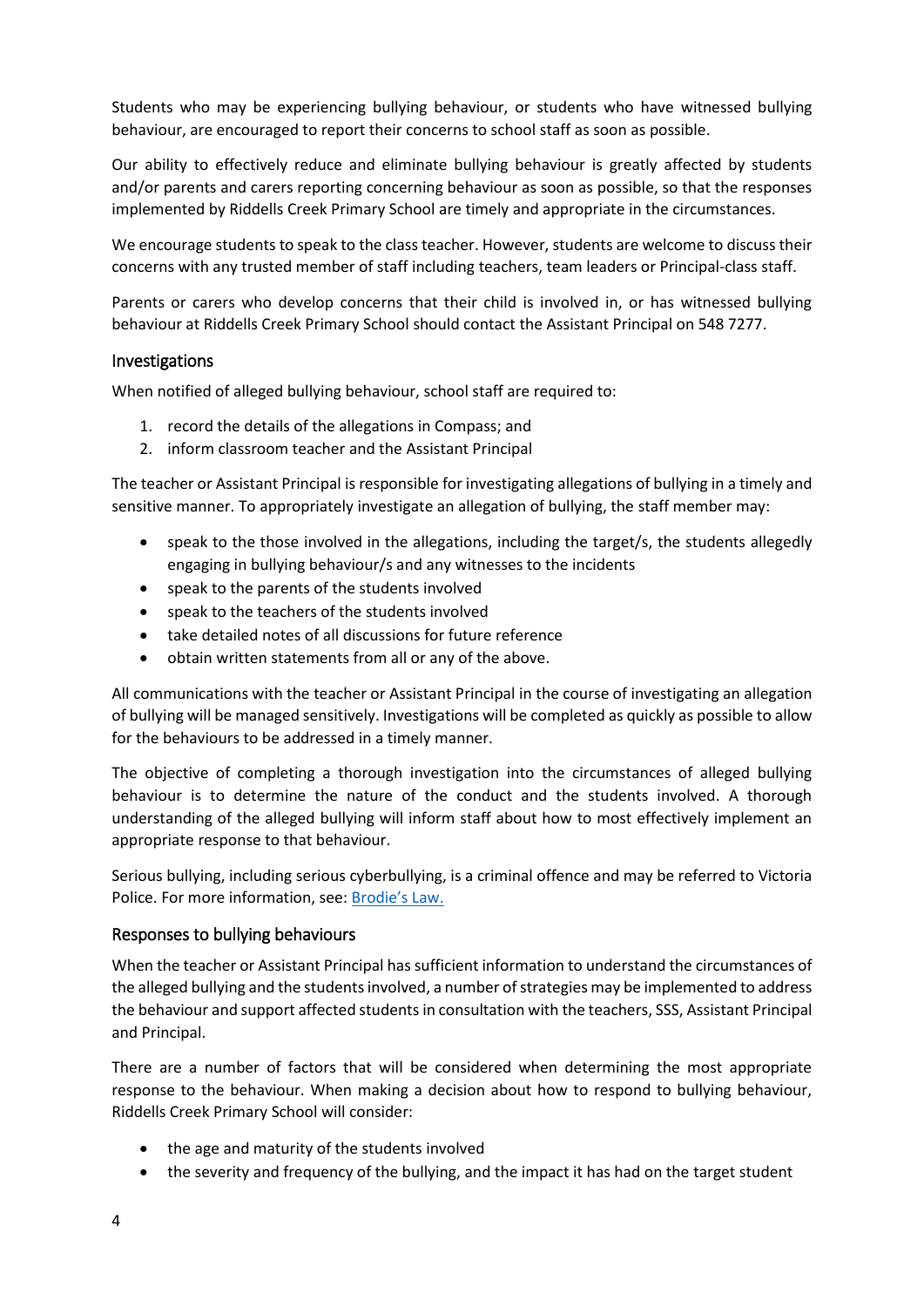Students who may be experiencing bullying behaviour, or students who have witnessed bullying behaviour, are encouraged to report their concerns to school staff as soon as possible.

Our ability to effectively reduce and eliminate bullying behaviour is greatly affected by students and/or parents and carers reporting concerning behaviour as soon as possible, so that the responses implemented by Riddells Creek Primary School are timely and appropriate in the circumstances.

We encourage students to speak to the class teacher. However, students are welcome to discuss their concerns with any trusted member of staff including teachers, team leaders or Principal-class staff.

Parents or carers who develop concerns that their child is involved in, or has witnessed bullying behaviour at Riddells Creek Primary School should contact the Assistant Principal on 548 7277.

### Investigations

When notified of alleged bullying behaviour, school staff are required to:

1. record the details of the allegations in Compass; and
2. inform classroom teacher and the Assistant Principal

The teacher or Assistant Principal is responsible for investigating allegations of bullying in a timely and sensitive manner. To appropriately investigate an allegation of bullying, the staff member may:

- speak to the those involved in the allegations, including the target/s, the students allegedly engaging in bullying behaviour/s and any witnesses to the incidents
- speak to the parents of the students involved
- speak to the teachers of the students involved
- take detailed notes of all discussions for future reference
- obtain written statements from all or any of the above.

All communications with the teacher or Assistant Principal in the course of investigating an allegation of bullying will be managed sensitively. Investigations will be completed as quickly as possible to allow for the behaviours to be addressed in a timely manner.

The objective of completing a thorough investigation into the circumstances of alleged bullying behaviour is to determine the nature of the conduct and the students involved. A thorough understanding of the alleged bullying will inform staff about how to most effectively implement an appropriate response to that behaviour.

Serious bullying, including serious cyberbullying, is a criminal offence and may be referred to Victoria Police. For more information, see: [Brodie's Law.]

### Responses to bullying behaviours

When the teacher or Assistant Principal has sufficient information to understand the circumstances of the alleged bullying and the students involved, a number of strategies may be implemented to address the behaviour and support affected students in consultation with the teachers, SSS, Assistant Principal and Principal.

There are a number of factors that will be considered when determining the most appropriate response to the behaviour. When making a decision about how to respond to bullying behaviour, Riddells Creek Primary School will consider:

- the age and maturity of the students involved
- the severity and frequency of the bullying, and the impact it has had on the target student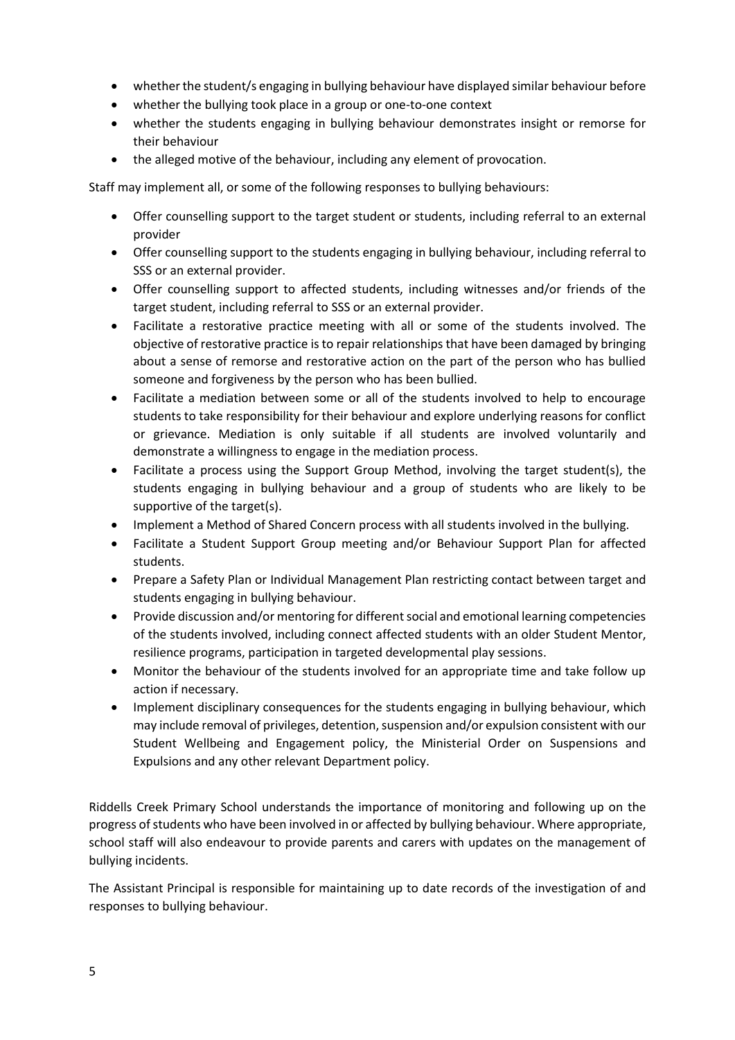- whether the student/s engaging in bullying behaviour have displayed similar behaviour before
- whether the bullying took place in a group or one-to-one context
- whether the students engaging in bullying behaviour demonstrates insight or remorse for their behaviour
- the alleged motive of the behaviour, including any element of provocation.

Staff may implement all, or some of the following responses to bullying behaviours:

- Offer counselling support to the target student or students, including referral to an external provider
- Offer counselling support to the students engaging in bullying behaviour, including referral to SSS or an external provider.
- Offer counselling support to affected students, including witnesses and/or friends of the target student, including referral to SSS or an external provider.
- Facilitate a restorative practice meeting with all or some of the students involved. The objective of restorative practice is to repair relationships that have been damaged by bringing about a sense of remorse and restorative action on the part of the person who has bullied someone and forgiveness by the person who has been bullied.
- Facilitate a mediation between some or all of the students involved to help to encourage students to take responsibility for their behaviour and explore underlying reasons for conflict or grievance. Mediation is only suitable if all students are involved voluntarily and demonstrate a willingness to engage in the mediation process.
- Facilitate a process using the Support Group Method, involving the target student(s), the students engaging in bullying behaviour and a group of students who are likely to be supportive of the target(s).
- Implement a Method of Shared Concern process with all students involved in the bullying.
- Facilitate a Student Support Group meeting and/or Behaviour Support Plan for affected students.
- Prepare a Safety Plan or Individual Management Plan restricting contact between target and students engaging in bullying behaviour.
- Provide discussion and/or mentoring for different social and emotional learning competencies of the students involved, including connect affected students with an older Student Mentor, resilience programs, participation in targeted developmental play sessions.
- Monitor the behaviour of the students involved for an appropriate time and take follow up action if necessary.
- Implement disciplinary consequences for the students engaging in bullying behaviour, which may include removal of privileges, detention, suspension and/or expulsion consistent with our Student Wellbeing and Engagement policy, the Ministerial Order on Suspensions and Expulsions and any other relevant Department policy.

Riddells Creek Primary School understands the importance of monitoring and following up on the progress of students who have been involved in or affected by bullying behaviour. Where appropriate, school staff will also endeavour to provide parents and carers with updates on the management of bullying incidents.

The Assistant Principal is responsible for maintaining up to date records of the investigation of and responses to bullying behaviour.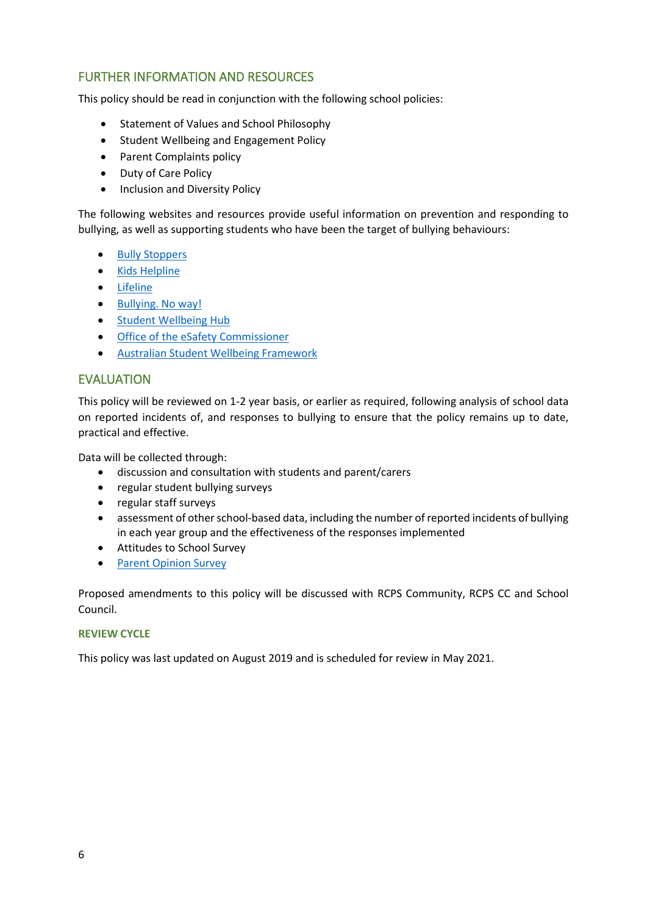## FURTHER INFORMATION AND RESOURCES

This policy should be read in conjunction with the following school policies:

- Statement of Values and School Philosophy
- Student Wellbeing and Engagement Policy
- Parent Complaints policy
- Duty of Care Policy
- Inclusion and Diversity Policy

The following websites and resources provide useful information on prevention and responding to bullying, as well as supporting students who have been the target of bullying behaviours:

- Bully Stoppers
- Kids Helpline
- Lifeline
- Bullying. No way!
- Student Wellbeing Hub
- Office of the eSafety Commissioner
- Australian Student Wellbeing Framework

## EVALUATION

This policy will be reviewed on 1-2 year basis, or earlier as required, following analysis of school data on reported incidents of, and responses to bullying to ensure that the policy remains up to date, practical and effective.

Data will be collected through:

- discussion and consultation with students and parent/carers
- regular student bullying surveys
- regular staff surveys
- assessment of other school-based data, including the number of reported incidents of bullying in each year group and the effectiveness of the responses implemented
- Attitudes to School Survey
- Parent Opinion Survey

Proposed amendments to this policy will be discussed with RCPS Community, RCPS CC and School Council.

### REVIEW CYCLE

This policy was last updated on August 2019 and is scheduled for review in May 2021.